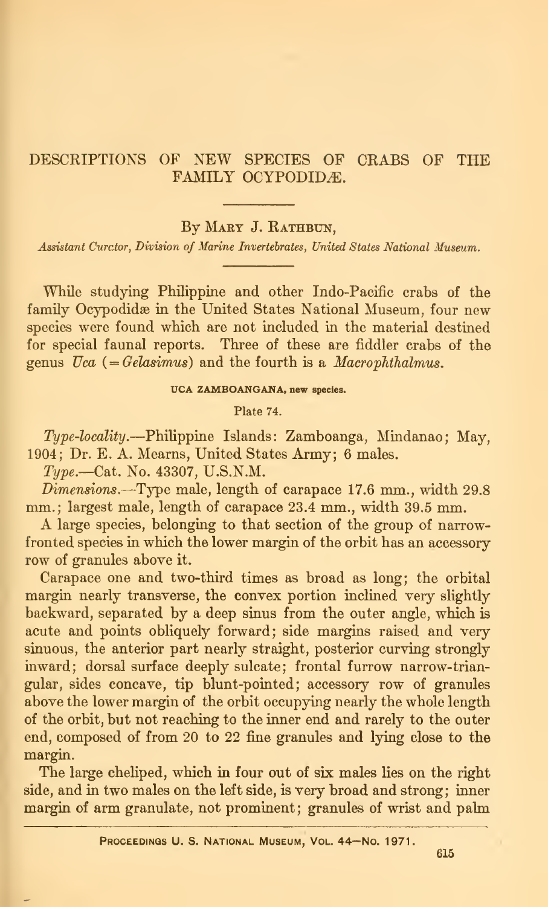# DESCRIPTIONS OF NEW SPECIES OF CRABS OF THE FAMILY OCYPODIDÆ.

By Mary J. Rathbun,

*Assistant Curctor, Division of Marine Invertebrates, United States National Museum.*

While studying Philippine and other Indo-Pacific crabs of the family Ocypodidæ in the United States National Museum, four new species were found which are not included in the material destined for special faunal reports. Three of these are fiddler crabs of the genus *Uca* (= *Gelasimus*) and the fourth is a *Macrophthalmus*.

## UCA ZAMBOANGANA, new species.

Plate 74.

*Type-locality.*—Philippine Islands: Zamboanga, Mindanao; May, 1904; Dr. E. A. Mearns, United States Army; 6 males.

*Type.*—Cat. No. 43307, U.S.N.M.

*Dimensions.*—Type male, length of carapace 17.6 mm., width 29.8 mm.; largest male, length of carapace 23.4 mm., width 39.5 mm.

A large species, belonging to that section of the group of narrow-fronted species in which the lower margin of the orbit has an accessory row of granules above it.

Carapace one and two-third times as broad as long; the orbital margin nearly transverse, the convex portion inclined very slightly backward, separated by a deep sinus from the outer angle, which is acute and points obliquely forward; side margins raised and very sinuous, the anterior part nearly straight, posterior curving strongly inward; dorsal surface deeply sulcate; frontal furrow narrow-triangular, sides concave, tip blunt-pointed; accessory row of granules above the lower margin of the orbit occupying nearly the whole length of the orbit, but not reaching to the inner end and rarely to the outer end, composed of from 20 to 22 fine granules and lying close to the margin.

The large cheliped, which in four out of six males lies on the right side, and in two males on the left side, is very broad and strong; inner margin of arm granulate, not prominent; granules of wrist and palm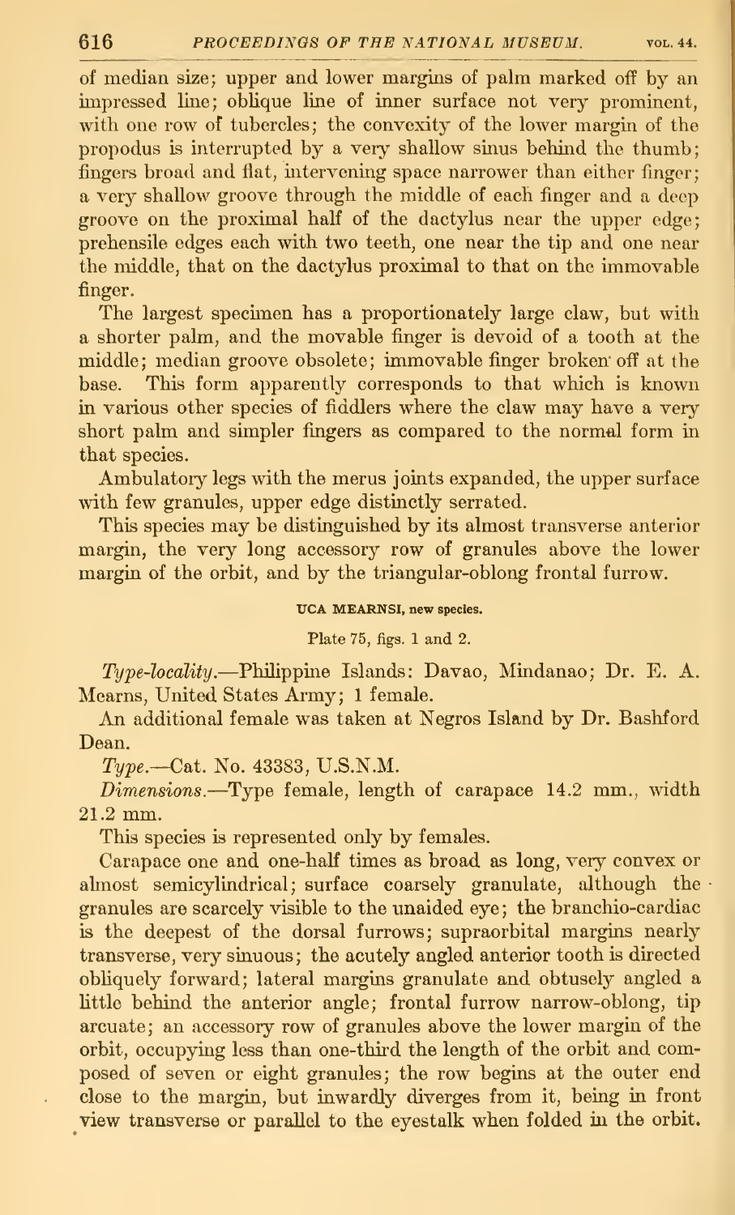of median size; upper and lower margins of palm marked off by an impressed line; oblique line of inner surface not very prominent, with one row of tubercles; the convexity of the lower margin of the propodus is interrupted by a very shallow sinus behind the thumb; fingers broad and flat, intervening space narrower than either finger; a very shallow groove through the middle of each finger and a deep groove on the proximal half of the dactylus near the upper edge; prehensile edges each with two teeth, one near the tip and one near the middle, that on the dactylus proximal to that on the immovable finger.

The largest specimen has a proportionately large claw, but with a shorter palm, and the movable finger is devoid of a tooth at the middle; median groove obsolete; immovable finger broken off at the base. This form apparently corresponds to that which is known in various other species of fiddlers where the claw may have a very short palm and simpler fingers as compared to the normal form in that species.

Ambulatory legs with the merus joints expanded, the upper surface with few granules, upper edge distinctly serrated.

This species may be distinguished by its almost transverse anterior margin, the very long accessory row of granules above the lower margin of the orbit, and by the triangular-oblong frontal furrow.

### UCA MEARNSI, new species.

Plate 75, figs. 1 and 2.

*Type-locality.*—Philippine Islands: Davao, Mindanao; Dr. E. A. Mearns, United States Army; 1 female.

An additional female was taken at Negros Island by Dr. Bashford Dean.

*Type.*—Cat. No. 43383, U.S.N.M.

*Dimensions.*—Type female, length of carapace 14.2 mm., width 21.2 mm.

This species is represented only by females.

Carapace one and one-half times as broad as long, very convex or almost semicylindrical; surface coarsely granulate, although the granules are scarcely visible to the unaided eye; the branchio-cardiac is the deepest of the dorsal furrows; supraorbital margins nearly transverse, very sinuous; the acutely angled anterior tooth is directed obliquely forward; lateral margins granulate and obtusely angled a little behind the anterior angle; frontal furrow narrow-oblong, tip arcuate; an accessory row of granules above the lower margin of the orbit, occupying less than one-third the length of the orbit and composed of seven or eight granules; the row begins at the outer end close to the margin, but inwardly diverges from it, being in front view transverse or parallel to the eyestalk when folded in the orbit.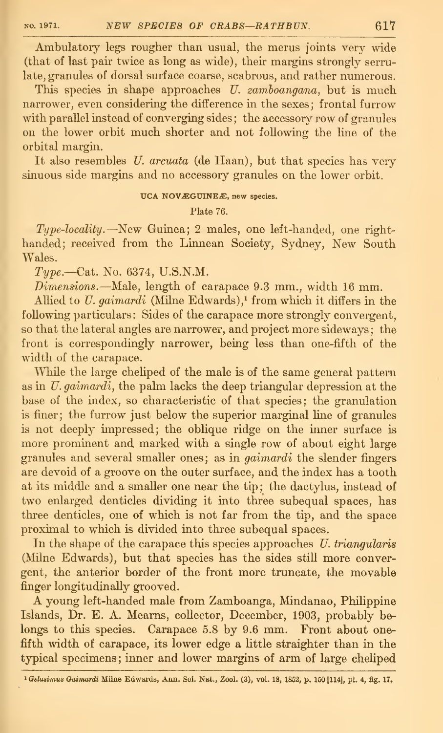Ambulatory legs rougher than usual, the merus joints very wide (that of last pair twice as long as wide), their margins strongly serrulate, granules of dorsal surface coarse, scabrous, and rather numerous.

This species in shape approaches *U. zamboangana*, but is much narrower, even considering the difference in the sexes; frontal furrow with parallel instead of converging sides; the accessory row of granules on the lower orbit much shorter and not following the line of the orbital margin.

It also resembles *U. arcuata* (de Haan), but that species has very sinuous side margins and no accessory granules on the lower orbit.

### UCA NOVÆGUINEÆ, new species.

Plate 76.

*Type-locality.*—New Guinea; 2 males, one left-handed, one right-handed; received from the Linnean Society, Sydney, New South Wales.

*Type.*—Cat. No. 6374, U.S.N.M.

*Dimensions.*—Male, length of carapace 9.3 mm., width 16 mm.

Allied to *U. gaimardi* (Milne Edwards),[1] from which it differs in the following particulars: Sides of the carapace more strongly convergent, so that the lateral angles are narrower, and project more sideways; the front is correspondingly narrower, being less than one-fifth of the width of the carapace.

While the large cheliped of the male is of the same general pattern as in *U. gaimardi*, the palm lacks the deep triangular depression at the base of the index, so characteristic of that species; the granulation is finer; the furrow just below the superior marginal line of granules is not deeply impressed; the oblique ridge on the inner surface is more prominent and marked with a single row of about eight large granules and several smaller ones; as in *gaimardi* the slender fingers are devoid of a groove on the outer surface, and the index has a tooth at its middle and a smaller one near the tip; the dactylus, instead of two enlarged denticles dividing it into three subequal spaces, has three denticles, one of which is not far from the tip, and the space proximal to which is divided into three subequal spaces.

In the shape of the carapace this species approaches *U. triangularis* (Milne Edwards), but that species has the sides still more convergent, the anterior border of the front more truncate, the movable finger longitudinally grooved.

A young left-handed male from Zamboanga, Mindanao, Philippine Islands, Dr. E. A. Mearns, collector, December, 1903, probably belongs to this species. Carapace 5.8 by 9.6 mm. Front about one-fifth width of carapace, its lower edge a little straighter than in the typical specimens; inner and lower margins of arm of large cheliped

[1] *Gelasimus Gaimardi* Milne Edwards, Ann. Sci. Nat., Zool. (3), vol. 18, 1852, p. 150 [114], pl. 4, fig. 17.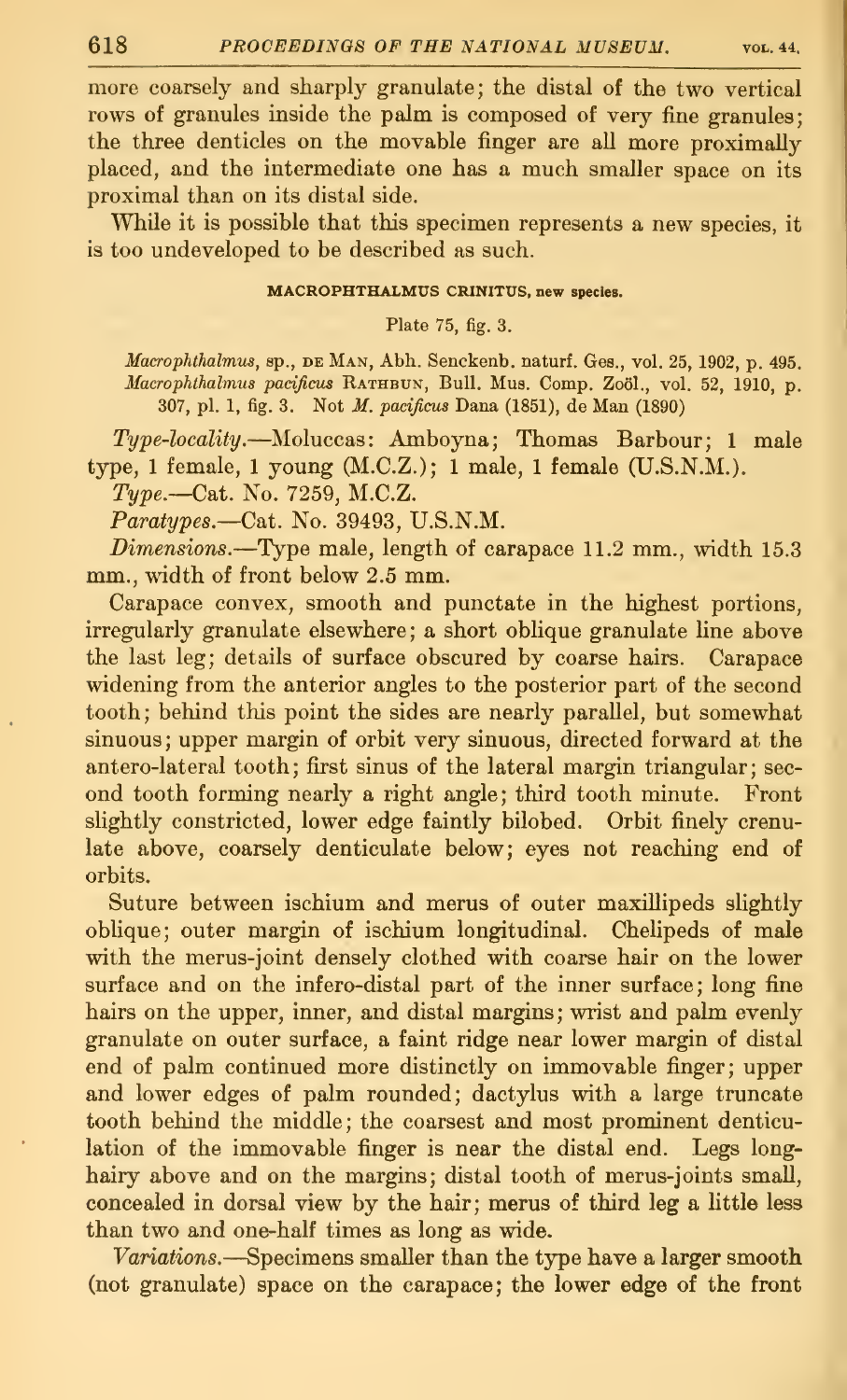more coarsely and sharply granulate; the distal of the two vertical rows of granules inside the palm is composed of very fine granules; the three denticles on the movable finger are all more proximally placed, and the intermediate one has a much smaller space on its proximal than on its distal side.

While it is possible that this specimen represents a new species, it is too undeveloped to be described as such.

#### MACROPHTHALMUS CRINITUS, new species.

Plate 75, fig. 3.

*Macrophthalmus*, sp., de Man, Abh. Senckenb. naturf. Ges., vol. 25, 1902, p. 495.
*Macrophthalmus pacificus* Rathbun, Bull. Mus. Comp. Zoöl., vol. 52, 1910, p. 307, pl. 1, fig. 3. Not *M. pacificus* Dana (1851), de Man (1890)

*Type-locality.*—Moluccas: Amboyna; Thomas Barbour; 1 male type, 1 female, 1 young (M.C.Z.); 1 male, 1 female (U.S.N.M.).

*Type.*—Cat. No. 7259, M.C.Z.

*Paratypes.*—Cat. No. 39493, U.S.N.M.

*Dimensions.*—Type male, length of carapace 11.2 mm., width 15.3 mm., width of front below 2.5 mm.

Carapace convex, smooth and punctate in the highest portions, irregularly granulate elsewhere; a short oblique granulate line above the last leg; details of surface obscured by coarse hairs. Carapace widening from the anterior angles to the posterior part of the second tooth; behind this point the sides are nearly parallel, but somewhat sinuous; upper margin of orbit very sinuous, directed forward at the antero-lateral tooth; first sinus of the lateral margin triangular; second tooth forming nearly a right angle; third tooth minute. Front slightly constricted, lower edge faintly bilobed. Orbit finely crenulate above, coarsely denticulate below; eyes not reaching end of orbits.

Suture between ischium and merus of outer maxillipeds slightly oblique; outer margin of ischium longitudinal. Chelipeds of male with the merus-joint densely clothed with coarse hair on the lower surface and on the infero-distal part of the inner surface; long fine hairs on the upper, inner, and distal margins; wrist and palm evenly granulate on outer surface, a faint ridge near lower margin of distal end of palm continued more distinctly on immovable finger; upper and lower edges of palm rounded; dactylus with a large truncate tooth behind the middle; the coarsest and most prominent denticulation of the immovable finger is near the distal end. Legs long-hairy above and on the margins; distal tooth of merus-joints small, concealed in dorsal view by the hair; merus of third leg a little less than two and one-half times as long as wide.

*Variations.*—Specimens smaller than the type have a larger smooth (not granulate) space on the carapace; the lower edge of the front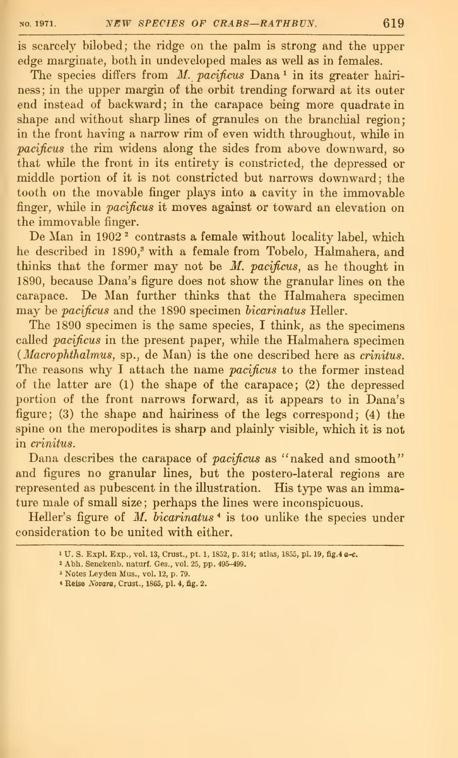is scarcely bilobed; the ridge on the palm is strong and the upper edge marginate, both in undeveloped males as well as in females.

The species differs from *M. pacificus* Dana [1] in its greater hairiness; in the upper margin of the orbit trending forward at its outer end instead of backward; in the carapace being more quadrate in shape and without sharp lines of granules on the branchial region; in the front having a narrow rim of even width throughout, while in *pacificus* the rim widens along the sides from above downward, so that while the front in its entirety is constricted, the depressed or middle portion of it is not constricted but narrows downward; the tooth on the movable finger plays into a cavity in the immovable finger, while in *pacificus* it moves against or toward an elevation on the immovable finger.

De Man in 1902 [2] contrasts a female without locality label, which he described in 1890,[3] with a female from Tobelo, Halmahera, and thinks that the former may not be *M. pacificus*, as he thought in 1890, because Dana's figure does not show the granular lines on the carapace. De Man further thinks that the Halmahera specimen may be *pacificus* and the 1890 specimen *bicarinatus* Heller.

The 1890 specimen is the same species, I think, as the specimens called *pacificus* in the present paper, while the Halmahera specimen (*Macrophthalmus*, sp., de Man) is the one described here as *crinitus*. The reasons why I attach the name *pacificus* to the former instead of the latter are (1) the shape of the carapace; (2) the depressed portion of the front narrows forward, as it appears to in Dana's figure; (3) the shape and hairiness of the legs correspond; (4) the spine on the meropodites is sharp and plainly visible, which it is not in *crinitus*.

Dana describes the carapace of *pacificus* as "naked and smooth" and figures no granular lines, but the postero-lateral regions are represented as pubescent in the illustration. His type was an immature male of small size; perhaps the lines were inconspicuous.

Heller's figure of *M. bicarinatus* [4] is too unlike the species under consideration to be united with either.

---

[1] U. S. Expl. Exp., vol. 13, Crust., pt. 1, 1852, p. 314; atlas, 1855, pl. 19, fig. 4 *a–c*.

[2] Abh. Senckenb. naturf. Ges., vol. 25, pp. 495–499.

[3] Notes Leyden Mus., vol. 12, p. 79.

[4] Reise *Novara*, Crust., 1865, pl. 4, fig. 2.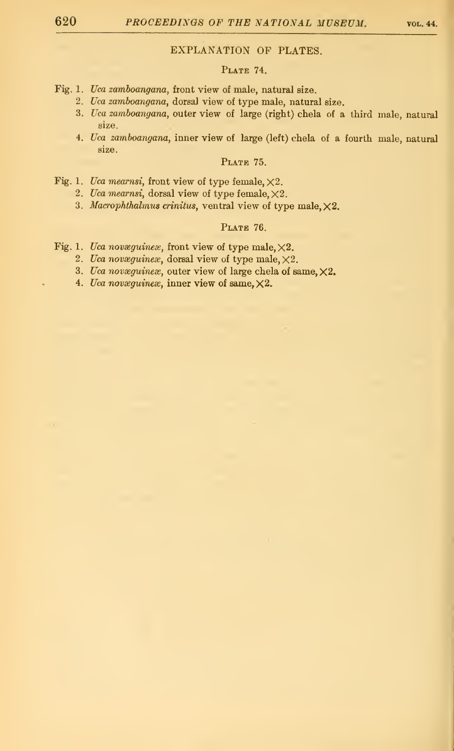## EXPLANATION OF PLATES.

### PLATE 74.

Fig. 1. *Uca zamboangana*, front view of male, natural size.

2. *Uca zamboangana*, dorsal view of type male, natural size.
3. *Uca zamboangana*, outer view of large (right) chela of a third male, natural size.
4. *Uca zamboangana*, inner view of large (left) chela of a fourth male, natural size.

### PLATE 75.

Fig. 1. *Uca mearnsi*, front view of type female, ×2.

2. *Uca mearnsi*, dorsal view of type female, ×2.
3. *Macrophthalmus crinitus*, ventral view of type male, ×2.

### PLATE 76.

Fig. 1. *Uca novæguineæ*, front view of type male, ×2.

2. *Uca novæguineæ*, dorsal view of type male, ×2.
3. *Uca novæguineæ*, outer view of large chela of same, ×2.
4. *Uca novæguineæ*, inner view of same, ×2.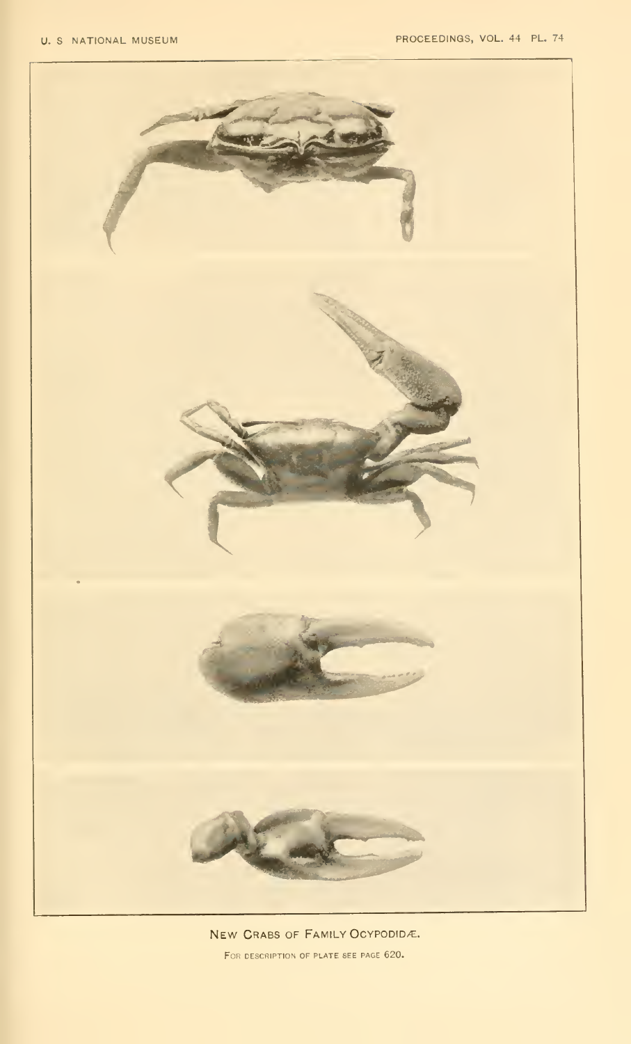NEW CRABS OF FAMILY OCYPODIDÆ.

FOR DESCRIPTION OF PLATE SEE PAGE 620.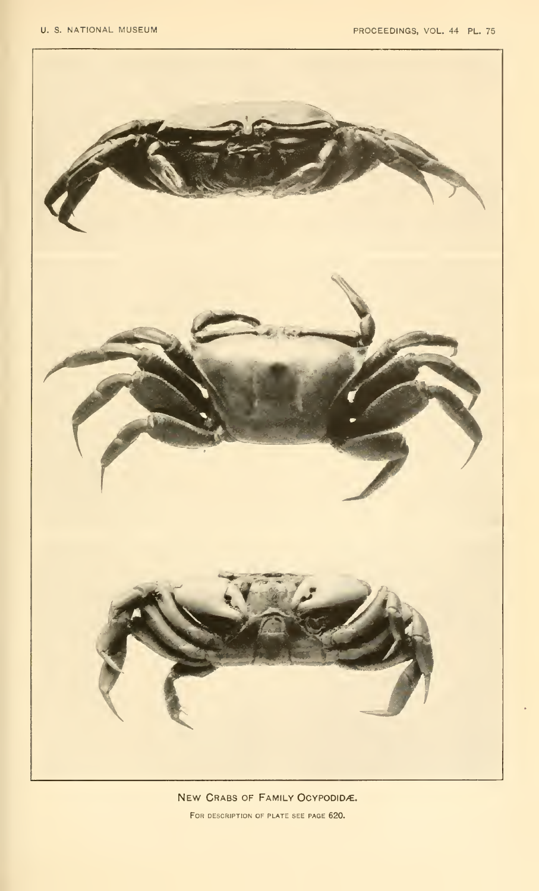NEW CRABS OF FAMILY OCYPODIDÆ.

FOR DESCRIPTION OF PLATE SEE PAGE 620.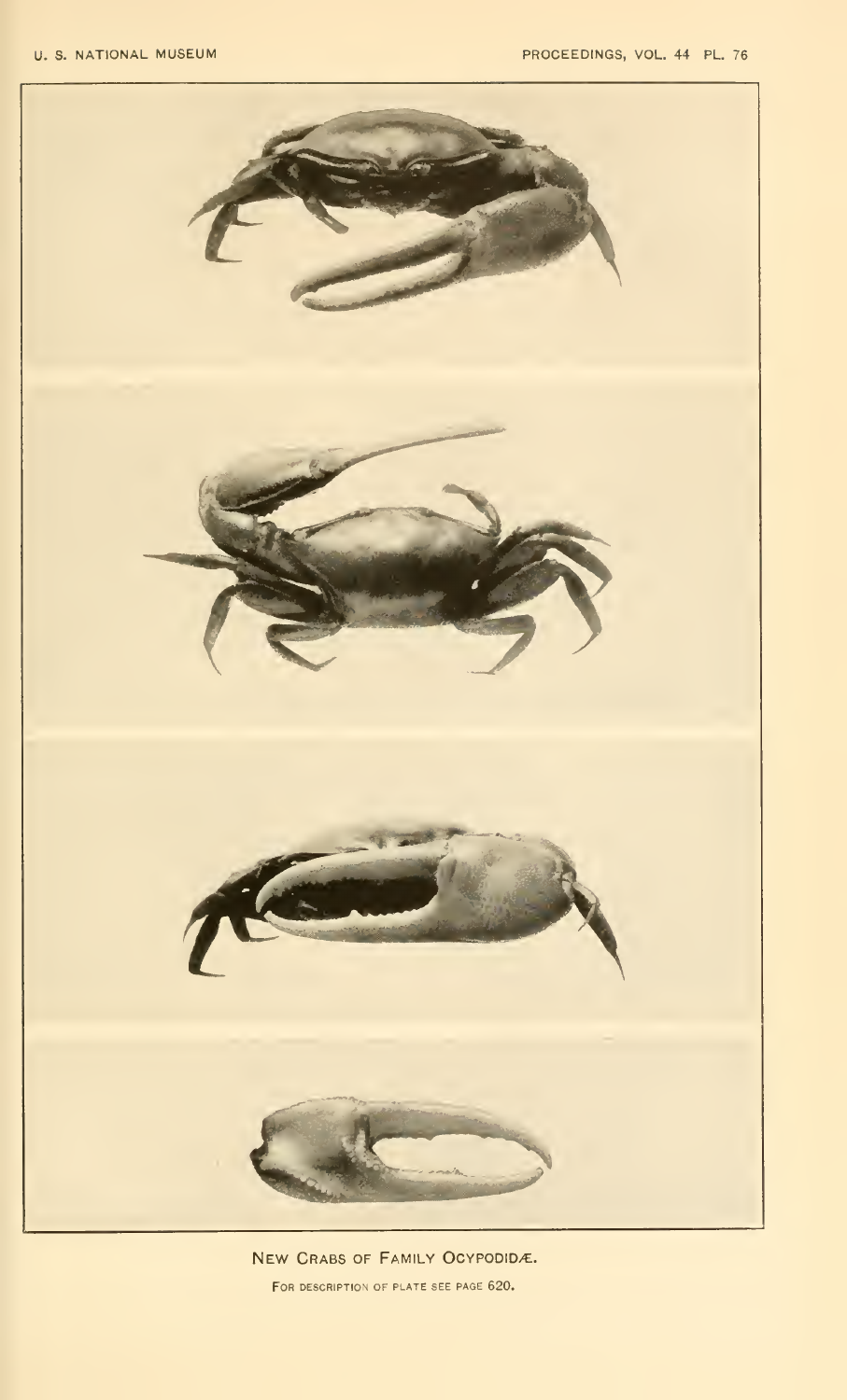New Crabs of Family Ocypodidæ.

For description of plate see page 620.